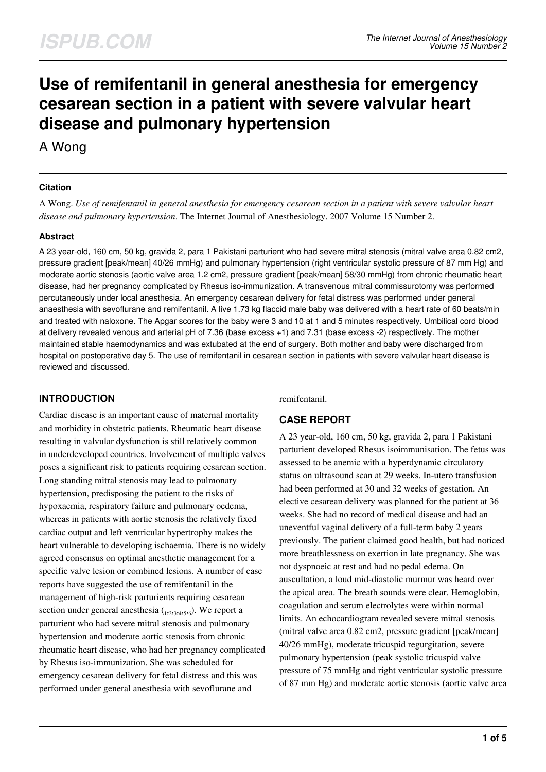# Use of remifentanil in general anesthesia for emergency cesarean section in a patient with severe valvular heart disease and pulmonary hypertension

A Wong

### Citation

A Wong. *Use of remifentanil in general anesthesia for emergency cesarean section in a patient with severe valvular heart disease and pulmonary hypertension*. The Internet Journal of Anesthesiology. 2007 Volume 15 Number 2.

### Abstract

A 23 year-old, 160 cm, 50 kg, gravida 2, para 1 Pakistani parturient who had severe mitral stenosis (mitral valve area 0.82 cm2, pressure gradient [peak/mean] 40/26 mmHg) and pulmonary hypertension (right ventricular systolic pressure of 87 mm Hg) and moderate aortic stenosis (aortic valve area 1.2 cm2, pressure gradient [peak/mean] 58/30 mmHg) from chronic rheumatic heart disease, had her pregnancy complicated by Rhesus iso-immunization. A transvenous mitral commissurotomy was performed percutaneously under local anesthesia. An emergency cesarean delivery for fetal distress was performed under general anaesthesia with sevoflurane and remifentanil. A live 1.73 kg flaccid male baby was delivered with a heart rate of 60 beats/min and treated with naloxone. The Apgar scores for the baby were 3 and 10 at 1 and 5 minutes respectively. Umbilical cord blood at delivery revealed venous and arterial pH of 7.36 (base excess +1) and 7.31 (base excess -2) respectively. The mother maintained stable haemodynamics and was extubated at the end of surgery. Both mother and baby were discharged from hospital on postoperative day 5. The use of remifentanil in cesarean section in patients with severe valvular heart disease is reviewed and discussed.

## INTRODUCTION

Cardiac disease is an important cause of maternal mortality and morbidity in obstetric patients. Rheumatic heart disease resulting in valvular dysfunction is still relatively common in underdeveloped countries. Involvement of multiple valves poses a significant risk to patients requiring cesarean section. Long standing mitral stenosis may lead to pulmonary hypertension, predisposing the patient to the risks of hypoxaemia, respiratory failure and pulmonary oedema, whereas in patients with aortic stenosis the relatively fixed cardiac output and left ventricular hypertrophy makes the heart vulnerable to developing ischaemia. There is no widely agreed consensus on optimal anesthetic management for a specific valve lesion or combined lesions. A number of case reports have suggested the use of remifentanil in the management of high-risk parturients requiring cesarean section under general anesthesia ([1,2,3,4,5,6]). We report a parturient who had severe mitral stenosis and pulmonary hypertension and moderate aortic stenosis from chronic rheumatic heart disease, who had her pregnancy complicated by Rhesus iso-immunization. She was scheduled for emergency cesarean delivery for fetal distress and this was performed under general anesthesia with sevoflurane and remifentanil.

## CASE REPORT

A 23 year-old, 160 cm, 50 kg, gravida 2, para 1 Pakistani parturient developed Rhesus isoimmunisation. The fetus was assessed to be anemic with a hyperdynamic circulatory status on ultrasound scan at 29 weeks. In-utero transfusion had been performed at 30 and 32 weeks of gestation. An elective cesarean delivery was planned for the patient at 36 weeks. She had no record of medical disease and had an uneventful vaginal delivery of a full-term baby 2 years previously. The patient claimed good health, but had noticed more breathlessness on exertion in late pregnancy. She was not dyspnoeic at rest and had no pedal edema. On auscultation, a loud mid-diastolic murmur was heard over the apical area. The breath sounds were clear. Hemoglobin, coagulation and serum electrolytes were within normal limits. An echocardiogram revealed severe mitral stenosis (mitral valve area 0.82 cm2, pressure gradient [peak/mean] 40/26 mmHg), moderate tricuspid regurgitation, severe pulmonary hypertension (peak systolic tricuspid valve pressure of 75 mmHg and right ventricular systolic pressure of 87 mm Hg) and moderate aortic stenosis (aortic valve area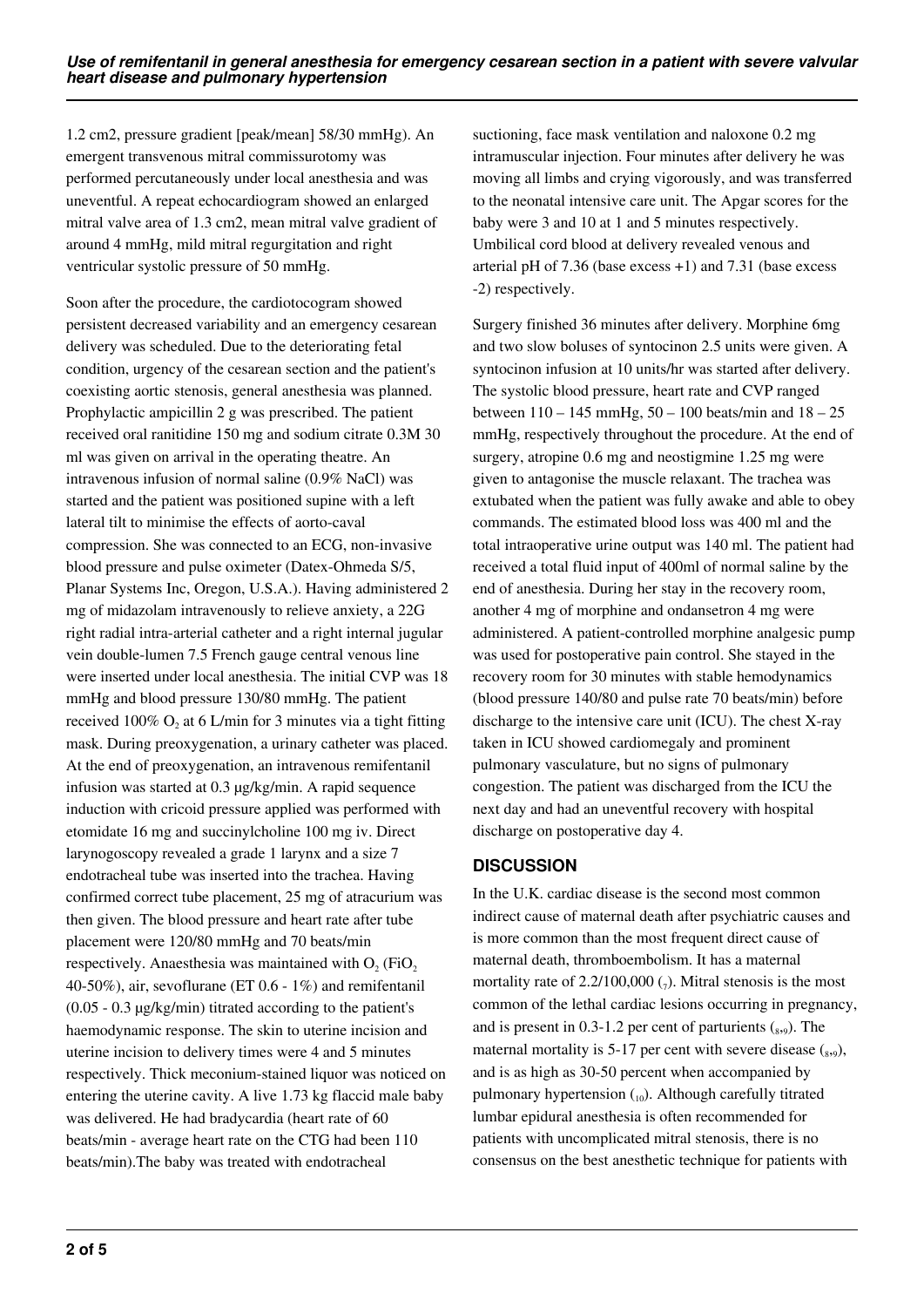1.2 cm2, pressure gradient [peak/mean] 58/30 mmHg). An emergent transvenous mitral commissurotomy was performed percutaneously under local anesthesia and was uneventful. A repeat echocardiogram showed an enlarged mitral valve area of 1.3 cm2, mean mitral valve gradient of around 4 mmHg, mild mitral regurgitation and right ventricular systolic pressure of 50 mmHg.

Soon after the procedure, the cardiotocogram showed persistent decreased variability and an emergency cesarean delivery was scheduled. Due to the deteriorating fetal condition, urgency of the cesarean section and the patient's coexisting aortic stenosis, general anesthesia was planned. Prophylactic ampicillin 2 g was prescribed. The patient received oral ranitidine 150 mg and sodium citrate 0.3M 30 ml was given on arrival in the operating theatre. An intravenous infusion of normal saline (0.9% NaCl) was started and the patient was positioned supine with a left lateral tilt to minimise the effects of aorto-caval compression. She was connected to an ECG, non-invasive blood pressure and pulse oximeter (Datex-Ohmeda S/5, Planar Systems Inc, Oregon, U.S.A.). Having administered 2 mg of midazolam intravenously to relieve anxiety, a 22G right radial intra-arterial catheter and a right internal jugular vein double-lumen 7.5 French gauge central venous line were inserted under local anesthesia. The initial CVP was 18 mmHg and blood pressure 130/80 mmHg. The patient received 100% $O_2$ at 6 L/min for 3 minutes via a tight fitting mask. During preoxygenation, a urinary catheter was placed. At the end of preoxygenation, an intravenous remifentanil infusion was started at 0.3 μg/kg/min. A rapid sequence induction with cricoid pressure applied was performed with etomidate 16 mg and succinylcholine 100 mg iv. Direct larynogoscopy revealed a grade 1 larynx and a size 7 endotracheal tube was inserted into the trachea. Having confirmed correct tube placement, 25 mg of atracurium was then given. The blood pressure and heart rate after tube placement were 120/80 mmHg and 70 beats/min respectively. Anaesthesia was maintained with $O_2$ ($FiO_2$ 40-50%), air, sevoflurane (ET 0.6 - 1%) and remifentanil (0.05 - 0.3 μg/kg/min) titrated according to the patient's haemodynamic response. The skin to uterine incision and uterine incision to delivery times were 4 and 5 minutes respectively. Thick meconium-stained liquor was noticed on entering the uterine cavity. A live 1.73 kg flaccid male baby was delivered. He had bradycardia (heart rate of 60 beats/min - average heart rate on the CTG had been 110 beats/min).The baby was treated with endotracheal suctioning, face mask ventilation and naloxone 0.2 mg intramuscular injection. Four minutes after delivery he was moving all limbs and crying vigorously, and was transferred to the neonatal intensive care unit. The Apgar scores for the baby were 3 and 10 at 1 and 5 minutes respectively. Umbilical cord blood at delivery revealed venous and arterial pH of 7.36 (base excess +1) and 7.31 (base excess -2) respectively.

Surgery finished 36 minutes after delivery. Morphine 6mg and two slow boluses of syntocinon 2.5 units were given. A syntocinon infusion at 10 units/hr was started after delivery. The systolic blood pressure, heart rate and CVP ranged between 110 – 145 mmHg, 50 – 100 beats/min and 18 – 25 mmHg, respectively throughout the procedure. At the end of surgery, atropine 0.6 mg and neostigmine 1.25 mg were given to antagonise the muscle relaxant. The trachea was extubated when the patient was fully awake and able to obey commands. The estimated blood loss was 400 ml and the total intraoperative urine output was 140 ml. The patient had received a total fluid input of 400ml of normal saline by the end of anesthesia. During her stay in the recovery room, another 4 mg of morphine and ondansetron 4 mg were administered. A patient-controlled morphine analgesic pump was used for postoperative pain control. She stayed in the recovery room for 30 minutes with stable hemodynamics (blood pressure 140/80 and pulse rate 70 beats/min) before discharge to the intensive care unit (ICU). The chest X-ray taken in ICU showed cardiomegaly and prominent pulmonary vasculature, but no signs of pulmonary congestion. The patient was discharged from the ICU the next day and had an uneventful recovery with hospital discharge on postoperative day 4.

## DISCUSSION

In the U.K. cardiac disease is the second most common indirect cause of maternal death after psychiatric causes and is more common than the most frequent direct cause of maternal death, thromboembolism. It has a maternal mortality rate of 2.2/100,000 (7). Mitral stenosis is the most common of the lethal cardiac lesions occurring in pregnancy, and is present in 0.3-1.2 per cent of parturients (8,9). The maternal mortality is 5-17 per cent with severe disease (8,9), and is as high as 30-50 percent when accompanied by pulmonary hypertension (10). Although carefully titrated lumbar epidural anesthesia is often recommended for patients with uncomplicated mitral stenosis, there is no consensus on the best anesthetic technique for patients with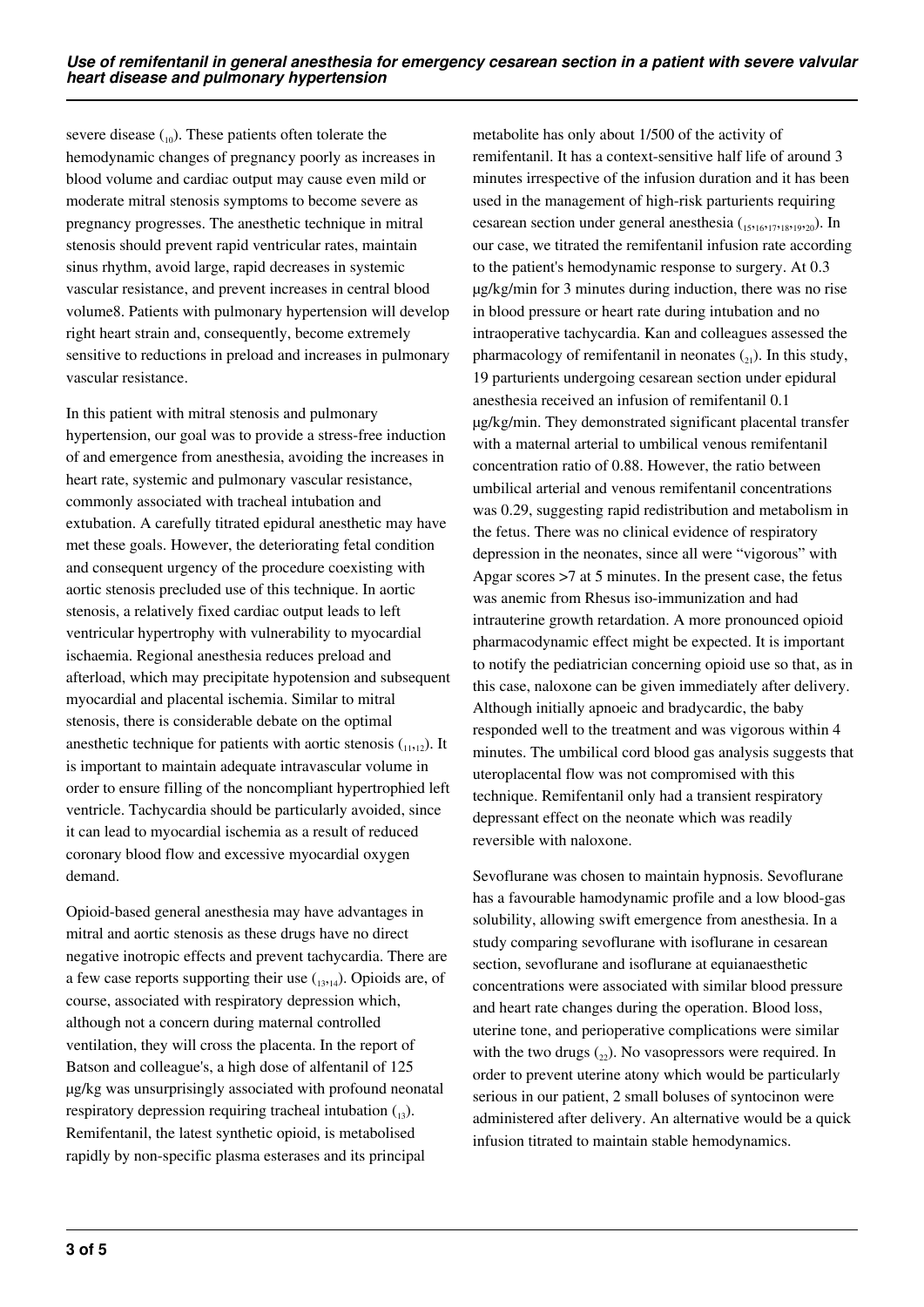severe disease [10]. These patients often tolerate the hemodynamic changes of pregnancy poorly as increases in blood volume and cardiac output may cause even mild or moderate mitral stenosis symptoms to become severe as pregnancy progresses. The anesthetic technique in mitral stenosis should prevent rapid ventricular rates, maintain sinus rhythm, avoid large, rapid decreases in systemic vascular resistance, and prevent increases in central blood volume8. Patients with pulmonary hypertension will develop right heart strain and, consequently, become extremely sensitive to reductions in preload and increases in pulmonary vascular resistance.

In this patient with mitral stenosis and pulmonary hypertension, our goal was to provide a stress-free induction of and emergence from anesthesia, avoiding the increases in heart rate, systemic and pulmonary vascular resistance, commonly associated with tracheal intubation and extubation. A carefully titrated epidural anesthetic may have met these goals. However, the deteriorating fetal condition and consequent urgency of the procedure coexisting with aortic stenosis precluded use of this technique. In aortic stenosis, a relatively fixed cardiac output leads to left ventricular hypertrophy with vulnerability to myocardial ischaemia. Regional anesthesia reduces preload and afterload, which may precipitate hypotension and subsequent myocardial and placental ischemia. Similar to mitral stenosis, there is considerable debate on the optimal anesthetic technique for patients with aortic stenosis [11,12]. It is important to maintain adequate intravascular volume in order to ensure filling of the noncompliant hypertrophied left ventricle. Tachycardia should be particularly avoided, since it can lead to myocardial ischemia as a result of reduced coronary blood flow and excessive myocardial oxygen demand.

Opioid-based general anesthesia may have advantages in mitral and aortic stenosis as these drugs have no direct negative inotropic effects and prevent tachycardia. There are a few case reports supporting their use [13,14]. Opioids are, of course, associated with respiratory depression which, although not a concern during maternal controlled ventilation, they will cross the placenta. In the report of Batson and colleague's, a high dose of alfentanil of 125 µg/kg was unsurprisingly associated with profound neonatal respiratory depression requiring tracheal intubation [13]. Remifentanil, the latest synthetic opioid, is metabolised rapidly by non-specific plasma esterases and its principal metabolite has only about 1/500 of the activity of remifentanil. It has a context-sensitive half life of around 3 minutes irrespective of the infusion duration and it has been used in the management of high-risk parturients requiring cesarean section under general anesthesia [15,16,17,18,19,20]. In our case, we titrated the remifentanil infusion rate according to the patient's hemodynamic response to surgery. At 0.3 µg/kg/min for 3 minutes during induction, there was no rise in blood pressure or heart rate during intubation and no intraoperative tachycardia. Kan and colleagues assessed the pharmacology of remifentanil in neonates [21]. In this study, 19 parturients undergoing cesarean section under epidural anesthesia received an infusion of remifentanil 0.1 µg/kg/min. They demonstrated significant placental transfer with a maternal arterial to umbilical venous remifentanil concentration ratio of 0.88. However, the ratio between umbilical arterial and venous remifentanil concentrations was 0.29, suggesting rapid redistribution and metabolism in the fetus. There was no clinical evidence of respiratory depression in the neonates, since all were "vigorous" with Apgar scores >7 at 5 minutes. In the present case, the fetus was anemic from Rhesus iso-immunization and had intrauterine growth retardation. A more pronounced opioid pharmacodynamic effect might be expected. It is important to notify the pediatrician concerning opioid use so that, as in this case, naloxone can be given immediately after delivery. Although initially apnoeic and bradycardic, the baby responded well to the treatment and was vigorous within 4 minutes. The umbilical cord blood gas analysis suggests that uteroplacental flow was not compromised with this technique. Remifentanil only had a transient respiratory depressant effect on the neonate which was readily reversible with naloxone.

Sevoflurane was chosen to maintain hypnosis. Sevoflurane has a favourable hamodynamic profile and a low blood-gas solubility, allowing swift emergence from anesthesia. In a study comparing sevoflurane with isoflurane in cesarean section, sevoflurane and isoflurane at equianaesthetic concentrations were associated with similar blood pressure and heart rate changes during the operation. Blood loss, uterine tone, and perioperative complications were similar with the two drugs [22]. No vasopressors were required. In order to prevent uterine atony which would be particularly serious in our patient, 2 small boluses of syntocinon were administered after delivery. An alternative would be a quick infusion titrated to maintain stable hemodynamics.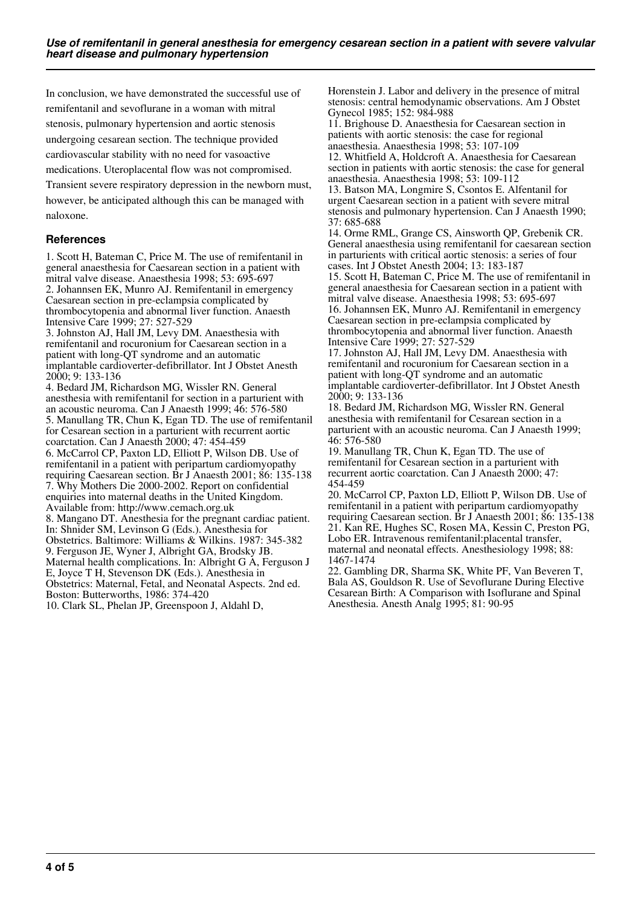In conclusion, we have demonstrated the successful use of remifentanil and sevoflurane in a woman with mitral stenosis, pulmonary hypertension and aortic stenosis undergoing cesarean section. The technique provided cardiovascular stability with no need for vasoactive medications. Uteroplacental flow was not compromised. Transient severe respiratory depression in the newborn must, however, be anticipated although this can be managed with naloxone.

## References

1. Scott H, Bateman C, Price M. The use of remifentanil in general anaesthesia for Caesarean section in a patient with mitral valve disease. Anaesthesia 1998; 53: 695-697
2. Johannsen EK, Munro AJ. Remifentanil in emergency Caesarean section in pre-eclampsia complicated by thrombocytopenia and abnormal liver function. Anaesth Intensive Care 1999; 27: 527-529
3. Johnston AJ, Hall JM, Levy DM. Anaesthesia with remifentanil and rocuronium for Caesarean section in a patient with long-QT syndrome and an automatic implantable cardioverter-defibrillator. Int J Obstet Anesth 2000; 9: 133-136
4. Bedard JM, Richardson MG, Wissler RN. General anesthesia with remifentanil for section in a parturient with an acoustic neuroma. Can J Anaesth 1999; 46: 576-580
5. Manullang TR, Chun K, Egan TD. The use of remifentanil for Cesarean section in a parturient with recurrent aortic coarctation. Can J Anaesth 2000; 47: 454-459
6. McCarrol CP, Paxton LD, Elliott P, Wilson DB. Use of remifentanil in a patient with peripartum cardiomyopathy requiring Caesarean section. Br J Anaesth 2001; 86: 135-138
7. Why Mothers Die 2000-2002. Report on confidential enquiries into maternal deaths in the United Kingdom. Available from: http://www.cemach.org.uk
8. Mangano DT. Anesthesia for the pregnant cardiac patient. In: Shnider SM, Levinson G (Eds.). Anesthesia for Obstetrics. Baltimore: Williams & Wilkins. 1987: 345-382
9. Ferguson JE, Wyner J, Albright GA, Brodsky JB. Maternal health complications. In: Albright G A, Ferguson J E, Joyce T H, Stevenson DK (Eds.). Anesthesia in Obstetrics: Maternal, Fetal, and Neonatal Aspects. 2nd ed. Boston: Butterworths, 1986: 374-420
10. Clark SL, Phelan JP, Greenspoon J, Aldahl D, Horenstein J. Labor and delivery in the presence of mitral stenosis: central hemodynamic observations. Am J Obstet Gynecol 1985; 152: 984-988
11. Brighouse D. Anaesthesia for Caesarean section in patients with aortic stenosis: the case for regional anaesthesia. Anaesthesia 1998; 53: 107-109
12. Whitfield A, Holdcroft A. Anaesthesia for Caesarean section in patients with aortic stenosis: the case for general anaesthesia. Anaesthesia 1998; 53: 109-112
13. Batson MA, Longmire S, Csontos E. Alfentanil for urgent Caesarean section in a patient with severe mitral stenosis and pulmonary hypertension. Can J Anaesth 1990; 37: 685-688
14. Orme RML, Grange CS, Ainsworth QP, Grebenik CR. General anaesthesia using remifentanil for caesarean section in parturients with critical aortic stenosis: a series of four cases. Int J Obstet Anesth 2004; 13: 183-187
15. Scott H, Bateman C, Price M. The use of remifentanil in general anaesthesia for Caesarean section in a patient with mitral valve disease. Anaesthesia 1998; 53: 695-697
16. Johannsen EK, Munro AJ. Remifentanil in emergency Caesarean section in pre-eclampsia complicated by thrombocytopenia and abnormal liver function. Anaesth Intensive Care 1999; 27: 527-529
17. Johnston AJ, Hall JM, Levy DM. Anaesthesia with remifentanil and rocuronium for Caesarean section in a patient with long-QT syndrome and an automatic implantable cardioverter-defibrillator. Int J Obstet Anesth 2000; 9: 133-136
18. Bedard JM, Richardson MG, Wissler RN. General anesthesia with remifentanil for Cesarean section in a parturient with an acoustic neuroma. Can J Anaesth 1999; 46: 576-580
19. Manullang TR, Chun K, Egan TD. The use of remifentanil for Cesarean section in a parturient with recurrent aortic coarctation. Can J Anaesth 2000; 47: 454-459
20. McCarrol CP, Paxton LD, Elliott P, Wilson DB. Use of remifentanil in a patient with peripartum cardiomyopathy requiring Caesarean section. Br J Anaesth 2001; 86: 135-138
21. Kan RE, Hughes SC, Rosen MA, Kessin C, Preston PG, Lobo ER. Intravenous remifentanil:placental transfer, maternal and neonatal effects. Anesthesiology 1998; 88: 1467-1474
22. Gambling DR, Sharma SK, White PF, Van Beveren T, Bala AS, Gouldson R. Use of Sevoflurane During Elective Cesarean Birth: A Comparison with Isoflurane and Spinal Anesthesia. Anesth Analg 1995; 81: 90-95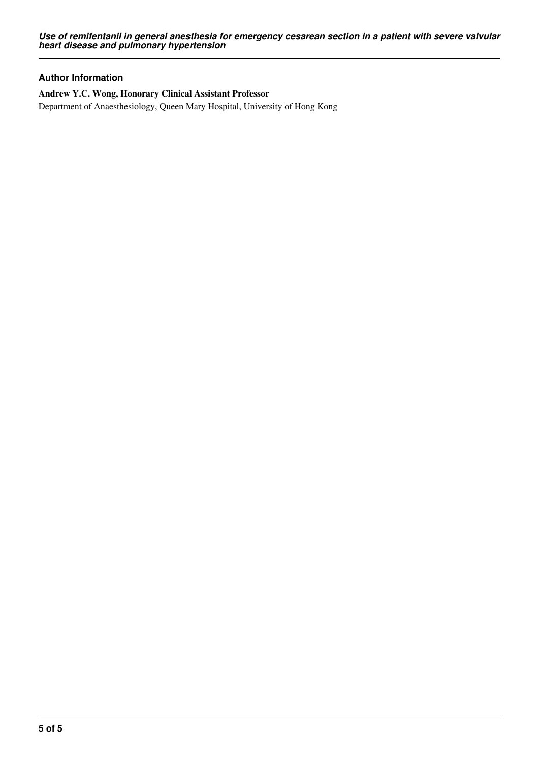## Author Information

**Andrew Y.C. Wong, Honorary Clinical Assistant Professor**

Department of Anaesthesiology, Queen Mary Hospital, University of Hong Kong